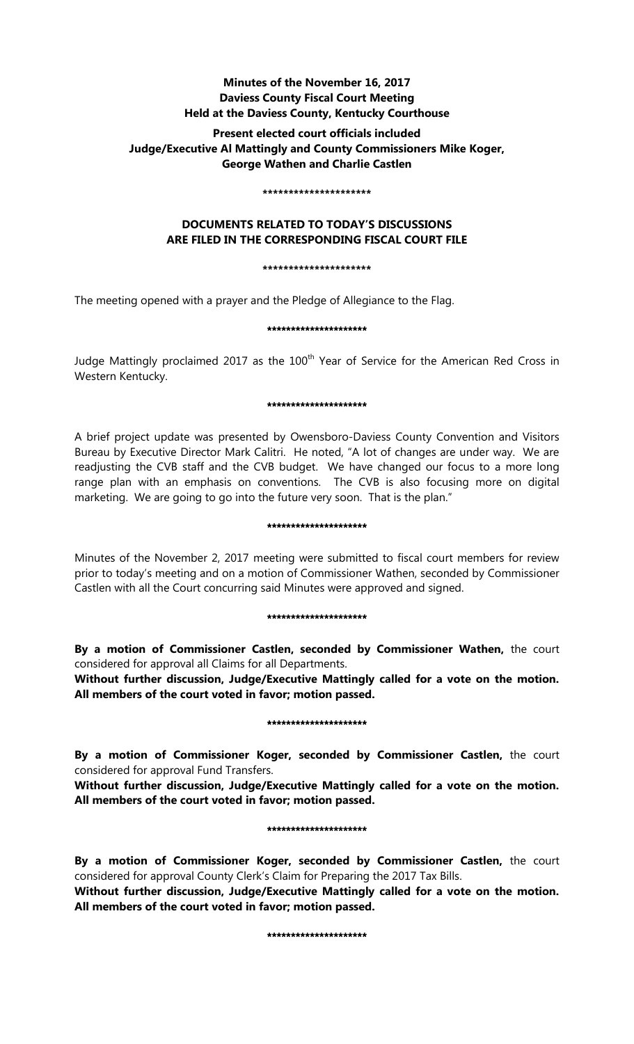**Minutes of the November 16, 2017**
**Daviess County Fiscal Court Meeting**
**Held at the Daviess County, Kentucky Courthouse**

**Present elected court officials included**
**Judge/Executive Al Mattingly and County Commissioners Mike Koger, George Wathen and Charlie Castlen**

*********************

**DOCUMENTS RELATED TO TODAY'S DISCUSSIONS ARE FILED IN THE CORRESPONDING FISCAL COURT FILE**

*********************

The meeting opened with a prayer and the Pledge of Allegiance to the Flag.

*********************

Judge Mattingly proclaimed 2017 as the 100th Year of Service for the American Red Cross in Western Kentucky.

*********************

A brief project update was presented by Owensboro-Daviess County Convention and Visitors Bureau by Executive Director Mark Calitri. He noted, "A lot of changes are under way. We are readjusting the CVB staff and the CVB budget. We have changed our focus to a more long range plan with an emphasis on conventions. The CVB is also focusing more on digital marketing. We are going to go into the future very soon. That is the plan."

*********************

Minutes of the November 2, 2017 meeting were submitted to fiscal court members for review prior to today's meeting and on a motion of Commissioner Wathen, seconded by Commissioner Castlen with all the Court concurring said Minutes were approved and signed.

*********************

**By a motion of Commissioner Castlen, seconded by Commissioner Wathen,** the court considered for approval all Claims for all Departments.

**Without further discussion, Judge/Executive Mattingly called for a vote on the motion. All members of the court voted in favor; motion passed.**

*********************

**By a motion of Commissioner Koger, seconded by Commissioner Castlen,** the court considered for approval Fund Transfers.

**Without further discussion, Judge/Executive Mattingly called for a vote on the motion. All members of the court voted in favor; motion passed.**

*********************

**By a motion of Commissioner Koger, seconded by Commissioner Castlen,** the court considered for approval County Clerk's Claim for Preparing the 2017 Tax Bills.

**Without further discussion, Judge/Executive Mattingly called for a vote on the motion. All members of the court voted in favor; motion passed.**

*********************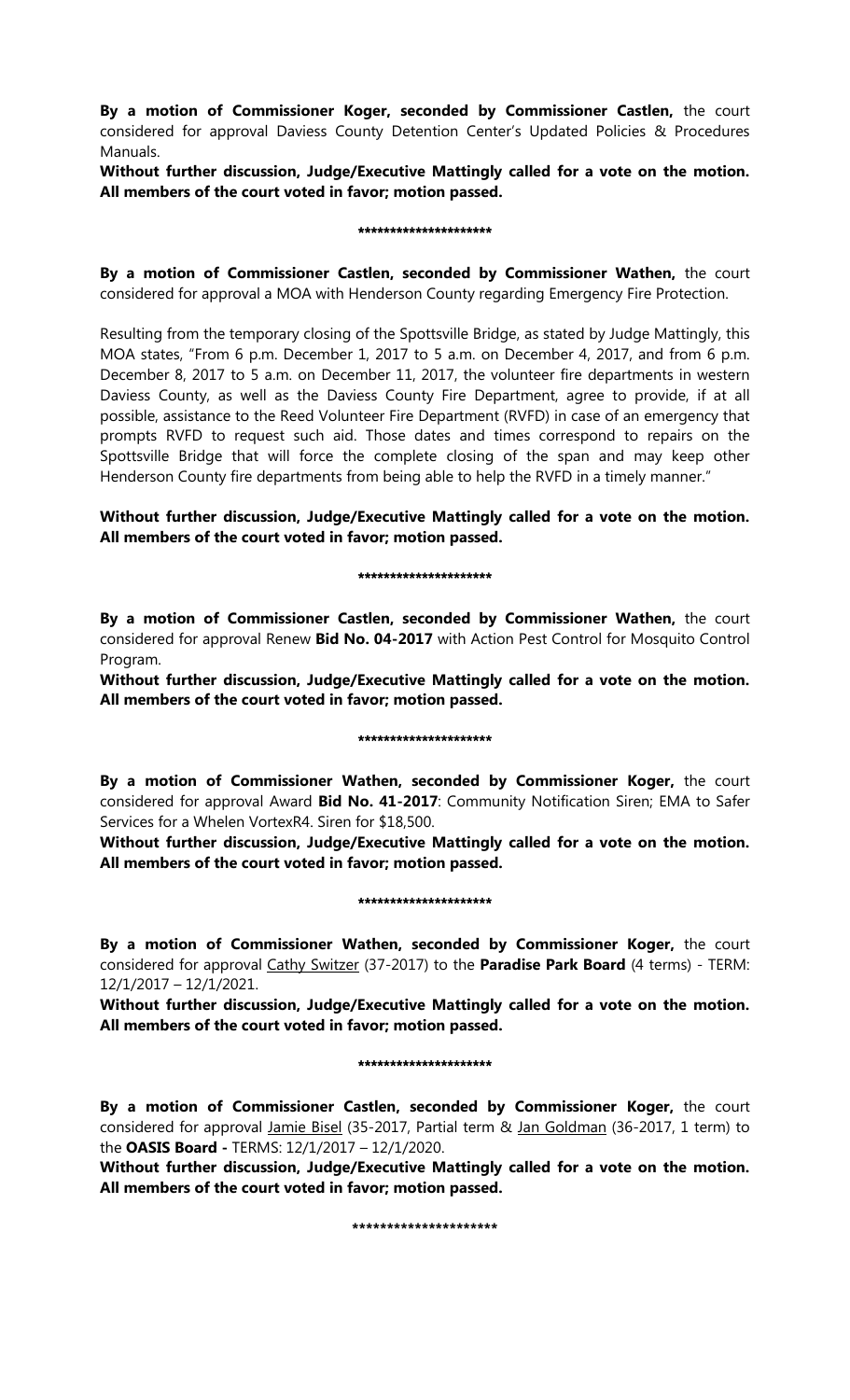**By a motion of Commissioner Koger, seconded by Commissioner Castlen,** the court considered for approval Daviess County Detention Center's Updated Policies & Procedures Manuals.

**Without further discussion, Judge/Executive Mattingly called for a vote on the motion. All members of the court voted in favor; motion passed.**

**********************

**By a motion of Commissioner Castlen, seconded by Commissioner Wathen,** the court considered for approval a MOA with Henderson County regarding Emergency Fire Protection.

Resulting from the temporary closing of the Spottsville Bridge, as stated by Judge Mattingly, this MOA states, "From 6 p.m. December 1, 2017 to 5 a.m. on December 4, 2017, and from 6 p.m. December 8, 2017 to 5 a.m. on December 11, 2017, the volunteer fire departments in western Daviess County, as well as the Daviess County Fire Department, agree to provide, if at all possible, assistance to the Reed Volunteer Fire Department (RVFD) in case of an emergency that prompts RVFD to request such aid. Those dates and times correspond to repairs on the Spottsville Bridge that will force the complete closing of the span and may keep other Henderson County fire departments from being able to help the RVFD in a timely manner."

**Without further discussion, Judge/Executive Mattingly called for a vote on the motion. All members of the court voted in favor; motion passed.**

**********************

**By a motion of Commissioner Castlen, seconded by Commissioner Wathen,** the court considered for approval Renew **Bid No. 04-2017** with Action Pest Control for Mosquito Control Program.

**Without further discussion, Judge/Executive Mattingly called for a vote on the motion. All members of the court voted in favor; motion passed.**

**********************

**By a motion of Commissioner Wathen, seconded by Commissioner Koger,** the court considered for approval Award **Bid No. 41-2017**: Community Notification Siren; EMA to Safer Services for a Whelen VortexR4. Siren for $18,500.

**Without further discussion, Judge/Executive Mattingly called for a vote on the motion. All members of the court voted in favor; motion passed.**

**********************

**By a motion of Commissioner Wathen, seconded by Commissioner Koger,** the court considered for approval Cathy Switzer (37-2017) to the **Paradise Park Board** (4 terms) - TERM: 12/1/2017 – 12/1/2021.

**Without further discussion, Judge/Executive Mattingly called for a vote on the motion. All members of the court voted in favor; motion passed.**

**********************

**By a motion of Commissioner Castlen, seconded by Commissioner Koger,** the court considered for approval Jamie Bisel (35-2017, Partial term & Jan Goldman (36-2017, 1 term) to the **OASIS Board -** TERMS: 12/1/2017 – 12/1/2020.

**Without further discussion, Judge/Executive Mattingly called for a vote on the motion. All members of the court voted in favor; motion passed.**

**********************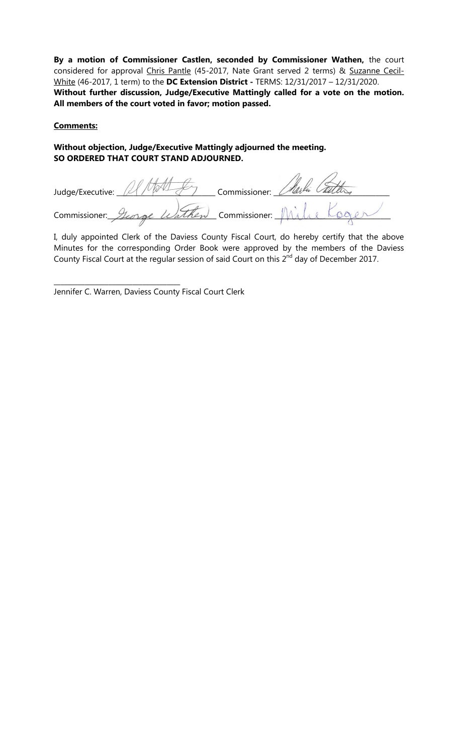**By a motion of Commissioner Castlen, seconded by Commissioner Wathen,** the court considered for approval Chris Pantle (45-2017, Nate Grant served 2 terms) & Suzanne Cecil-White (46-2017, 1 term) to the **DC Extension District -** TERMS: 12/31/2017 – 12/31/2020.
**Without further discussion, Judge/Executive Mattingly called for a vote on the motion. All members of the court voted in favor; motion passed.**

**Comments:**

**Without objection, Judge/Executive Mattingly adjourned the meeting.**
**SO ORDERED THAT COURT STAND ADJOURNED.**

Judge/Executive: Al Mattingly ______ Commissioner: Charlie Castlen ______

Commissioner: George Wathen ______ Commissioner: Mike Koger ______

I, duly appointed Clerk of the Daviess County Fiscal Court, do hereby certify that the above Minutes for the corresponding Order Book were approved by the members of the Daviess County Fiscal Court at the regular session of said Court on this 2nd day of December 2017.

______________________________
Jennifer C. Warren, Daviess County Fiscal Court Clerk